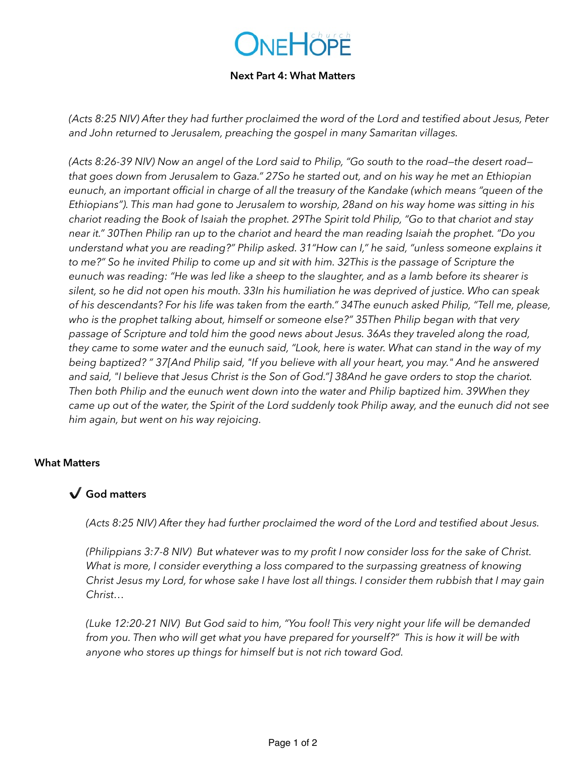# OneHope church

## Next Part 4: What Matters

*(Acts 8:25 NIV) After they had further proclaimed the word of the Lord and testified about Jesus, Peter and John returned to Jerusalem, preaching the gospel in many Samaritan villages.*

*(Acts 8:26-39 NIV) Now an angel of the Lord said to Philip, "Go south to the road—the desert road—that goes down from Jerusalem to Gaza." 27So he started out, and on his way he met an Ethiopian eunuch, an important official in charge of all the treasury of the Kandake (which means "queen of the Ethiopians"). This man had gone to Jerusalem to worship, 28and on his way home was sitting in his chariot reading the Book of Isaiah the prophet. 29The Spirit told Philip, "Go to that chariot and stay near it." 30Then Philip ran up to the chariot and heard the man reading Isaiah the prophet. "Do you understand what you are reading?" Philip asked. 31"How can I," he said, "unless someone explains it to me?" So he invited Philip to come up and sit with him. 32This is the passage of Scripture the eunuch was reading: "He was led like a sheep to the slaughter, and as a lamb before its shearer is silent, so he did not open his mouth. 33In his humiliation he was deprived of justice. Who can speak of his descendants? For his life was taken from the earth." 34The eunuch asked Philip, "Tell me, please, who is the prophet talking about, himself or someone else?" 35Then Philip began with that very passage of Scripture and told him the good news about Jesus. 36As they traveled along the road, they came to some water and the eunuch said, "Look, here is water. What can stand in the way of my being baptized? " 37[And Philip said, "If you believe with all your heart, you may." And he answered and said, "I believe that Jesus Christ is the Son of God."] 38And he gave orders to stop the chariot. Then both Philip and the eunuch went down into the water and Philip baptized him. 39When they came up out of the water, the Spirit of the Lord suddenly took Philip away, and the eunuch did not see him again, but went on his way rejoicing.*

### What Matters

#### ✔ God matters

*(Acts 8:25 NIV) After they had further proclaimed the word of the Lord and testified about Jesus.*

*(Philippians 3:7-8 NIV) But whatever was to my profit I now consider loss for the sake of Christ. What is more, I consider everything a loss compared to the surpassing greatness of knowing Christ Jesus my Lord, for whose sake I have lost all things. I consider them rubbish that I may gain Christ…*

*(Luke 12:20-21 NIV) But God said to him, "You fool! This very night your life will be demanded from you. Then who will get what you have prepared for yourself?" This is how it will be with anyone who stores up things for himself but is not rich toward God.*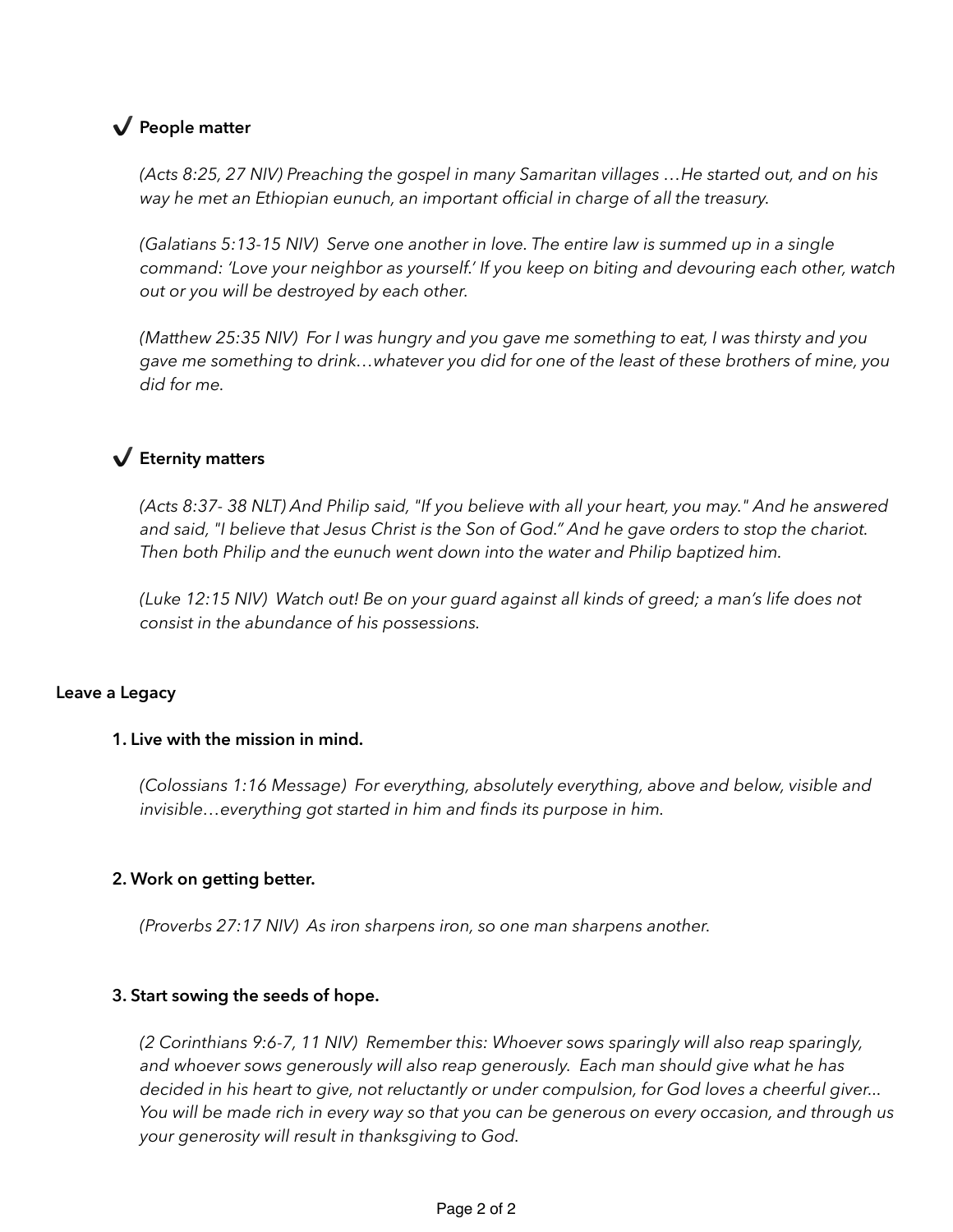✔ **People matter**

*(Acts 8:25, 27 NIV) Preaching the gospel in many Samaritan villages …He started out, and on his way he met an Ethiopian eunuch, an important official in charge of all the treasury.*

*(Galatians 5:13-15 NIV) Serve one another in love. The entire law is summed up in a single command: 'Love your neighbor as yourself.' If you keep on biting and devouring each other, watch out or you will be destroyed by each other.*

*(Matthew 25:35 NIV) For I was hungry and you gave me something to eat, I was thirsty and you gave me something to drink…whatever you did for one of the least of these brothers of mine, you did for me.*

✔ **Eternity matters**

*(Acts 8:37- 38 NLT) And Philip said, "If you believe with all your heart, you may." And he answered and said, "I believe that Jesus Christ is the Son of God." And he gave orders to stop the chariot. Then both Philip and the eunuch went down into the water and Philip baptized him.*

*(Luke 12:15 NIV) Watch out! Be on your guard against all kinds of greed; a man's life does not consist in the abundance of his possessions.*

**Leave a Legacy**

**1. Live with the mission in mind.**

*(Colossians 1:16 Message) For everything, absolutely everything, above and below, visible and invisible…everything got started in him and finds its purpose in him.*

**2. Work on getting better.**

*(Proverbs 27:17 NIV) As iron sharpens iron, so one man sharpens another.*

**3. Start sowing the seeds of hope.**

*(2 Corinthians 9:6-7, 11 NIV) Remember this: Whoever sows sparingly will also reap sparingly, and whoever sows generously will also reap generously. Each man should give what he has decided in his heart to give, not reluctantly or under compulsion, for God loves a cheerful giver... You will be made rich in every way so that you can be generous on every occasion, and through us your generosity will result in thanksgiving to God.*